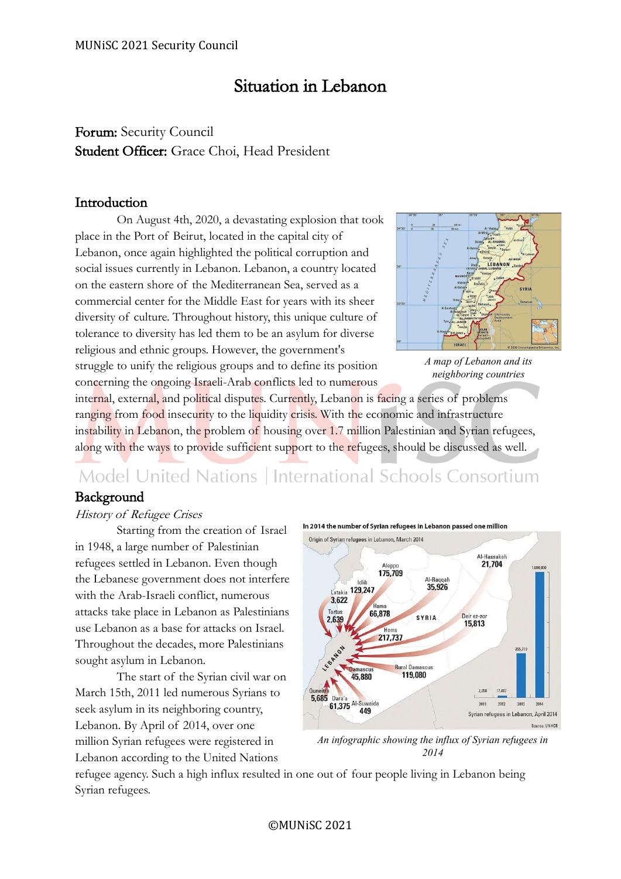# Situation in Lebanon

**Forum:** Security Council
**Student Officer:** Grace Choi, Head President

## Introduction

On August 4th, 2020, a devastating explosion that took place in the Port of Beirut, located in the capital city of Lebanon, once again highlighted the political corruption and social issues currently in Lebanon. Lebanon, a country located on the eastern shore of the Mediterranean Sea, served as a commercial center for the Middle East for years with its sheer diversity of culture. Throughout history, this unique culture of tolerance to diversity has led them to be an asylum for diverse religious and ethnic groups. However, the government's struggle to unify the religious groups and to define its position concerning the ongoing Israeli-Arab conflicts led to numerous internal, external, and political disputes. Currently, Lebanon is facing a series of problems ranging from food insecurity to the liquidity crisis. With the economic and infrastructure instability in Lebanon, the problem of housing over 1.7 million Palestinian and Syrian refugees, along with the ways to provide sufficient support to the refugees, should be discussed as well.

*A map of Lebanon and its neighboring countries*

## Background

*History of Refugee Crises*

Starting from the creation of Israel in 1948, a large number of Palestinian refugees settled in Lebanon. Even though the Lebanese government does not interfere with the Arab-Israeli conflict, numerous attacks take place in Lebanon as Palestinians use Lebanon as a base for attacks on Israel. Throughout the decades, more Palestinians sought asylum in Lebanon.

The start of the Syrian civil war on March 15th, 2011 led numerous Syrians to seek asylum in its neighboring country, Lebanon. By April of 2014, over one million Syrian refugees were registered in Lebanon according to the United Nations refugee agency. Such a high influx resulted in one out of four people living in Lebanon being Syrian refugees.

*An infographic showing the influx of Syrian refugees in 2014*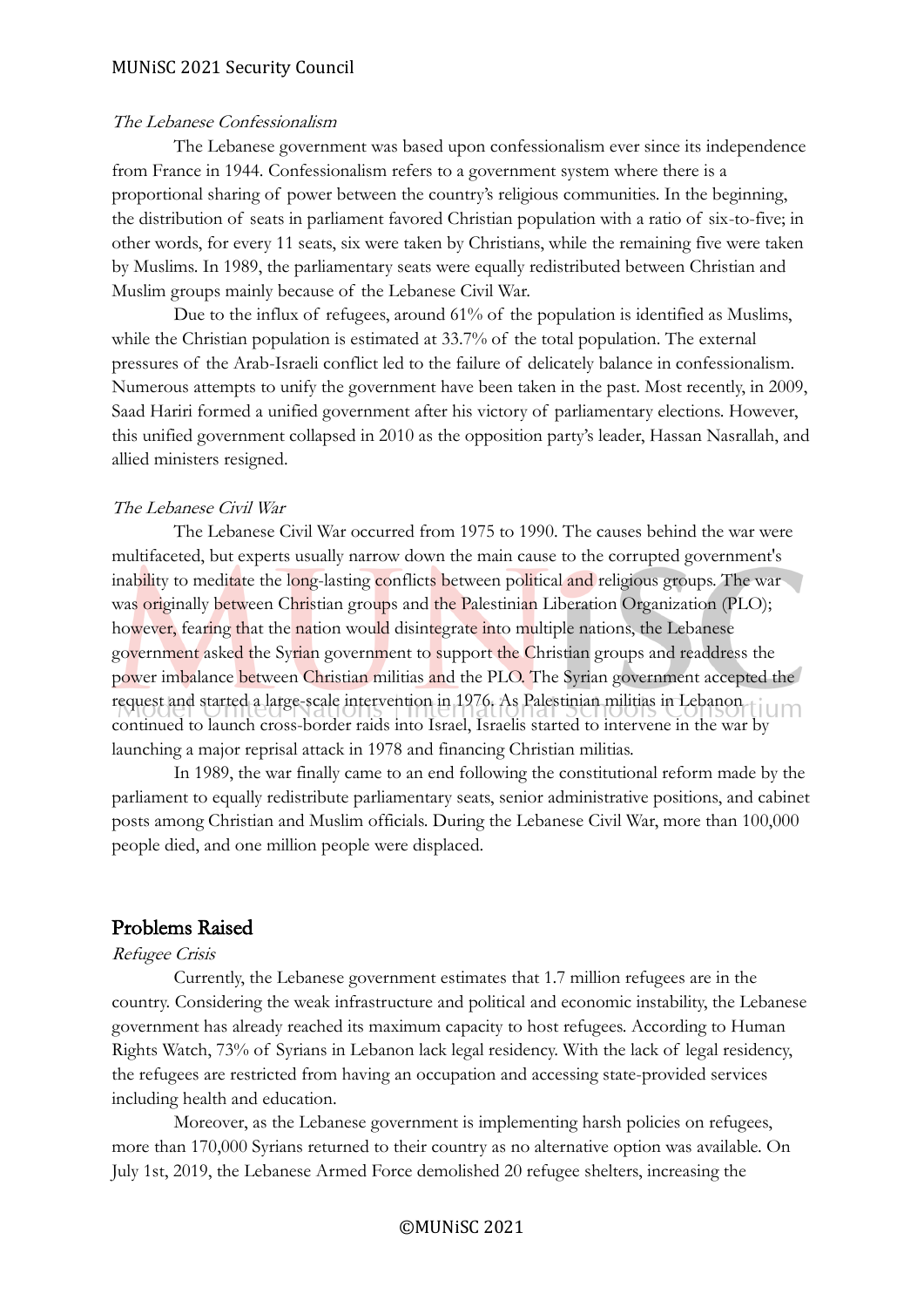*The Lebanese Confessionalism*

The Lebanese government was based upon confessionalism ever since its independence from France in 1944. Confessionalism refers to a government system where there is a proportional sharing of power between the country's religious communities. In the beginning, the distribution of seats in parliament favored Christian population with a ratio of six-to-five; in other words, for every 11 seats, six were taken by Christians, while the remaining five were taken by Muslims. In 1989, the parliamentary seats were equally redistributed between Christian and Muslim groups mainly because of the Lebanese Civil War.

Due to the influx of refugees, around 61% of the population is identified as Muslims, while the Christian population is estimated at 33.7% of the total population. The external pressures of the Arab-Israeli conflict led to the failure of delicately balance in confessionalism. Numerous attempts to unify the government have been taken in the past. Most recently, in 2009, Saad Hariri formed a unified government after his victory of parliamentary elections. However, this unified government collapsed in 2010 as the opposition party's leader, Hassan Nasrallah, and allied ministers resigned.

*The Lebanese Civil War*

The Lebanese Civil War occurred from 1975 to 1990. The causes behind the war were multifaceted, but experts usually narrow down the main cause to the corrupted government's inability to meditate the long-lasting conflicts between political and religious groups. The war was originally between Christian groups and the Palestinian Liberation Organization (PLO); however, fearing that the nation would disintegrate into multiple nations, the Lebanese government asked the Syrian government to support the Christian groups and readdress the power imbalance between Christian militias and the PLO. The Syrian government accepted the request and started a large-scale intervention in 1976. As Palestinian militias in Lebanon continued to launch cross-border raids into Israel, Israelis started to intervene in the war by launching a major reprisal attack in 1978 and financing Christian militias.

In 1989, the war finally came to an end following the constitutional reform made by the parliament to equally redistribute parliamentary seats, senior administrative positions, and cabinet posts among Christian and Muslim officials. During the Lebanese Civil War, more than 100,000 people died, and one million people were displaced.

## Problems Raised

*Refugee Crisis*

Currently, the Lebanese government estimates that 1.7 million refugees are in the country. Considering the weak infrastructure and political and economic instability, the Lebanese government has already reached its maximum capacity to host refugees. According to Human Rights Watch, 73% of Syrians in Lebanon lack legal residency. With the lack of legal residency, the refugees are restricted from having an occupation and accessing state-provided services including health and education.

Moreover, as the Lebanese government is implementing harsh policies on refugees, more than 170,000 Syrians returned to their country as no alternative option was available. On July 1st, 2019, the Lebanese Armed Force demolished 20 refugee shelters, increasing the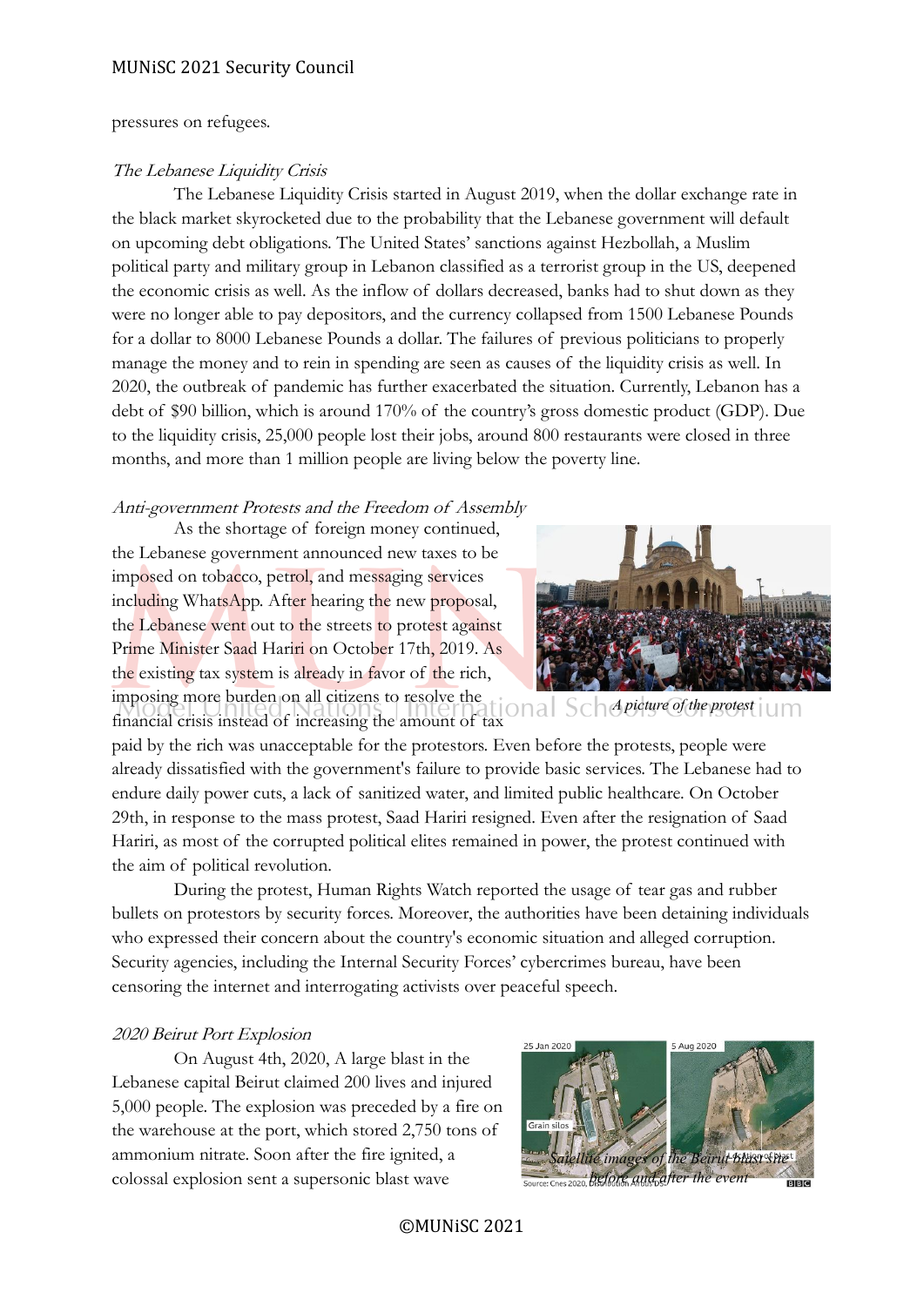pressures on refugees.

*The Lebanese Liquidity Crisis*

The Lebanese Liquidity Crisis started in August 2019, when the dollar exchange rate in the black market skyrocketed due to the probability that the Lebanese government will default on upcoming debt obligations. The United States' sanctions against Hezbollah, a Muslim political party and military group in Lebanon classified as a terrorist group in the US, deepened the economic crisis as well. As the inflow of dollars decreased, banks had to shut down as they were no longer able to pay depositors, and the currency collapsed from 1500 Lebanese Pounds for a dollar to 8000 Lebanese Pounds a dollar. The failures of previous politicians to properly manage the money and to rein in spending are seen as causes of the liquidity crisis as well. In 2020, the outbreak of pandemic has further exacerbated the situation. Currently, Lebanon has a debt of $90 billion, which is around 170% of the country's gross domestic product (GDP). Due to the liquidity crisis, 25,000 people lost their jobs, around 800 restaurants were closed in three months, and more than 1 million people are living below the poverty line.

*Anti-government Protests and the Freedom of Assembly*

As the shortage of foreign money continued, the Lebanese government announced new taxes to be imposed on tobacco, petrol, and messaging services including WhatsApp. After hearing the new proposal, the Lebanese went out to the streets to protest against Prime Minister Saad Hariri on October 17th, 2019. As the existing tax system is already in favor of the rich, imposing more burden on all citizens to resolve the financial crisis instead of increasing the amount of tax paid by the rich was unacceptable for the protestors. Even before the protests, people were already dissatisfied with the government's failure to provide basic services. The Lebanese had to endure daily power cuts, a lack of sanitized water, and limited public healthcare. On October 29th, in response to the mass protest, Saad Hariri resigned. Even after the resignation of Saad Hariri, as most of the corrupted political elites remained in power, the protest continued with the aim of political revolution.

*A picture of the protest*

During the protest, Human Rights Watch reported the usage of tear gas and rubber bullets on protestors by security forces. Moreover, the authorities have been detaining individuals who expressed their concern about the country's economic situation and alleged corruption. Security agencies, including the Internal Security Forces' cybercrimes bureau, have been censoring the internet and interrogating activists over peaceful speech.

*2020 Beirut Port Explosion*

On August 4th, 2020, A large blast in the Lebanese capital Beirut claimed 200 lives and injured 5,000 people. The explosion was preceded by a fire on the warehouse at the port, which stored 2,750 tons of ammonium nitrate. Soon after the fire ignited, a colossal explosion sent a supersonic blast wave

*Satellite images of the Beirut blast site before and after the event*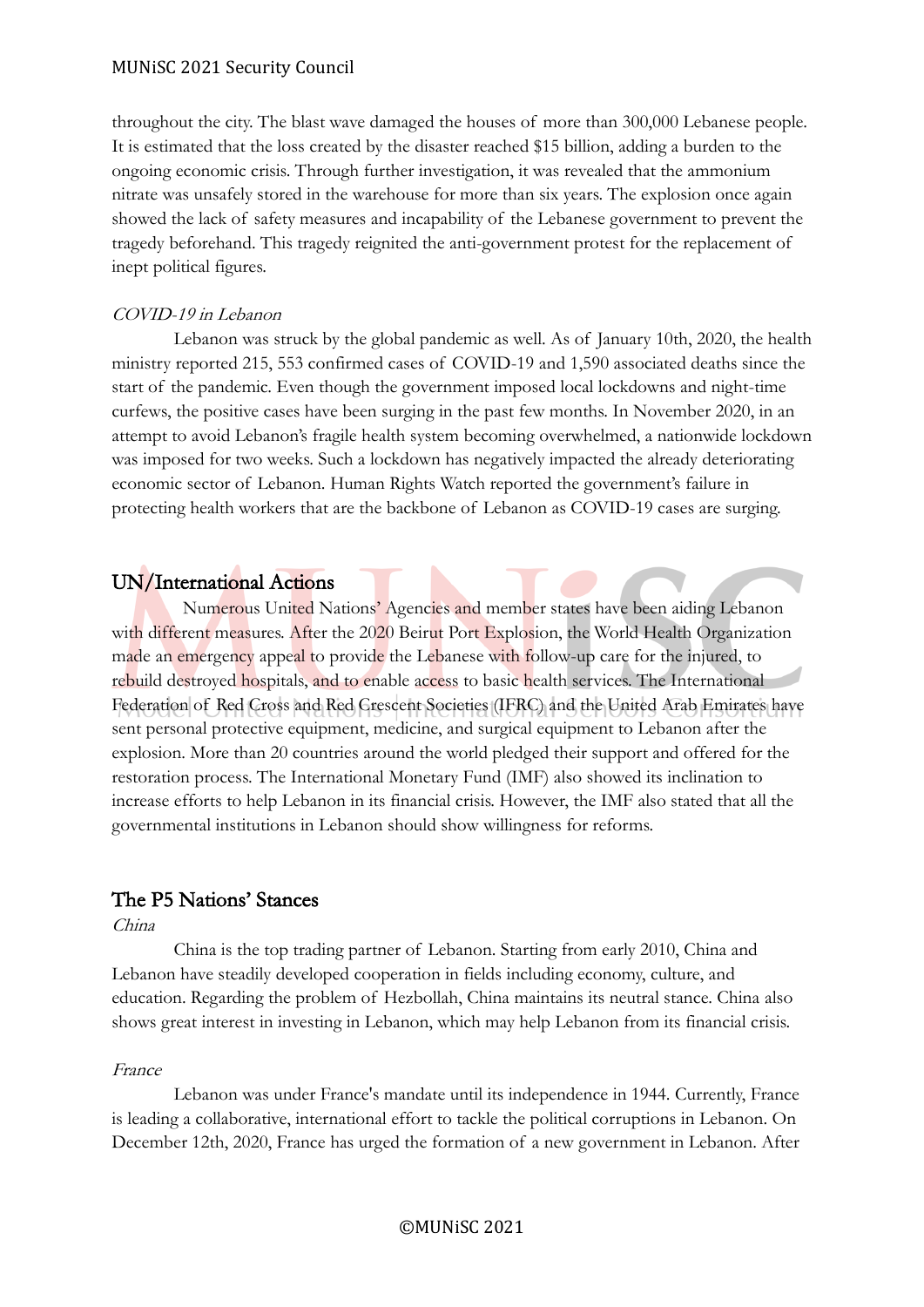throughout the city. The blast wave damaged the houses of more than 300,000 Lebanese people. It is estimated that the loss created by the disaster reached $15 billion, adding a burden to the ongoing economic crisis. Through further investigation, it was revealed that the ammonium nitrate was unsafely stored in the warehouse for more than six years. The explosion once again showed the lack of safety measures and incapability of the Lebanese government to prevent the tragedy beforehand. This tragedy reignited the anti-government protest for the replacement of inept political figures.

*COVID-19 in Lebanon*

Lebanon was struck by the global pandemic as well. As of January 10th, 2020, the health ministry reported 215, 553 confirmed cases of COVID-19 and 1,590 associated deaths since the start of the pandemic. Even though the government imposed local lockdowns and night-time curfews, the positive cases have been surging in the past few months. In November 2020, in an attempt to avoid Lebanon's fragile health system becoming overwhelmed, a nationwide lockdown was imposed for two weeks. Such a lockdown has negatively impacted the already deteriorating economic sector of Lebanon. Human Rights Watch reported the government's failure in protecting health workers that are the backbone of Lebanon as COVID-19 cases are surging.

## UN/International Actions

Numerous United Nations' Agencies and member states have been aiding Lebanon with different measures. After the 2020 Beirut Port Explosion, the World Health Organization made an emergency appeal to provide the Lebanese with follow-up care for the injured, to rebuild destroyed hospitals, and to enable access to basic health services. The International Federation of Red Cross and Red Crescent Societies (IFRC) and the United Arab Emirates have sent personal protective equipment, medicine, and surgical equipment to Lebanon after the explosion. More than 20 countries around the world pledged their support and offered for the restoration process. The International Monetary Fund (IMF) also showed its inclination to increase efforts to help Lebanon in its financial crisis. However, the IMF also stated that all the governmental institutions in Lebanon should show willingness for reforms.

## The P5 Nations' Stances

*China*

China is the top trading partner of Lebanon. Starting from early 2010, China and Lebanon have steadily developed cooperation in fields including economy, culture, and education. Regarding the problem of Hezbollah, China maintains its neutral stance. China also shows great interest in investing in Lebanon, which may help Lebanon from its financial crisis.

*France*

Lebanon was under France's mandate until its independence in 1944. Currently, France is leading a collaborative, international effort to tackle the political corruptions in Lebanon. On December 12th, 2020, France has urged the formation of a new government in Lebanon. After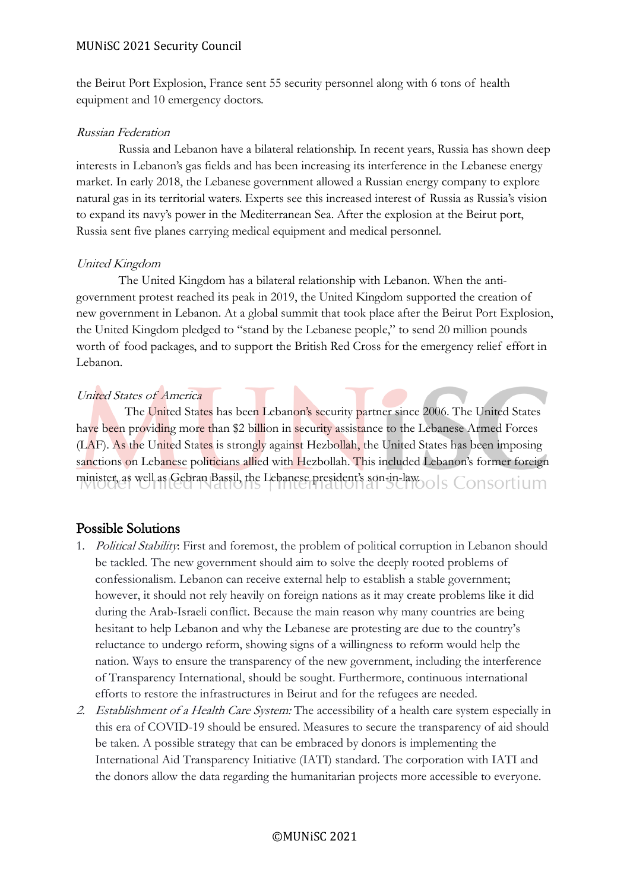the Beirut Port Explosion, France sent 55 security personnel along with 6 tons of health equipment and 10 emergency doctors.

*Russian Federation*

Russia and Lebanon have a bilateral relationship. In recent years, Russia has shown deep interests in Lebanon's gas fields and has been increasing its interference in the Lebanese energy market. In early 2018, the Lebanese government allowed a Russian energy company to explore natural gas in its territorial waters. Experts see this increased interest of Russia as Russia's vision to expand its navy's power in the Mediterranean Sea. After the explosion at the Beirut port, Russia sent five planes carrying medical equipment and medical personnel.

*United Kingdom*

The United Kingdom has a bilateral relationship with Lebanon. When the anti-government protest reached its peak in 2019, the United Kingdom supported the creation of new government in Lebanon. At a global summit that took place after the Beirut Port Explosion, the United Kingdom pledged to "stand by the Lebanese people," to send 20 million pounds worth of food packages, and to support the British Red Cross for the emergency relief effort in Lebanon.

*United States of America*

The United States has been Lebanon's security partner since 2006. The United States have been providing more than $2 billion in security assistance to the Lebanese Armed Forces (LAF). As the United States is strongly against Hezbollah, the United States has been imposing sanctions on Lebanese politicians allied with Hezbollah. This included Lebanon's former foreign minister, as well as Gebran Bassil, the Lebanese president's son-in-law.

## Possible Solutions

1. *Political Stability*: First and foremost, the problem of political corruption in Lebanon should be tackled. The new government should aim to solve the deeply rooted problems of confessionalism. Lebanon can receive external help to establish a stable government; however, it should not rely heavily on foreign nations as it may create problems like it did during the Arab-Israeli conflict. Because the main reason why many countries are being hesitant to help Lebanon and why the Lebanese are protesting are due to the country's reluctance to undergo reform, showing signs of a willingness to reform would help the nation. Ways to ensure the transparency of the new government, including the interference of Transparency International, should be sought. Furthermore, continuous international efforts to restore the infrastructures in Beirut and for the refugees are needed.
2. *Establishment of a Health Care System:* The accessibility of a health care system especially in this era of COVID-19 should be ensured. Measures to secure the transparency of aid should be taken. A possible strategy that can be embraced by donors is implementing the International Aid Transparency Initiative (IATI) standard. The corporation with IATI and the donors allow the data regarding the humanitarian projects more accessible to everyone.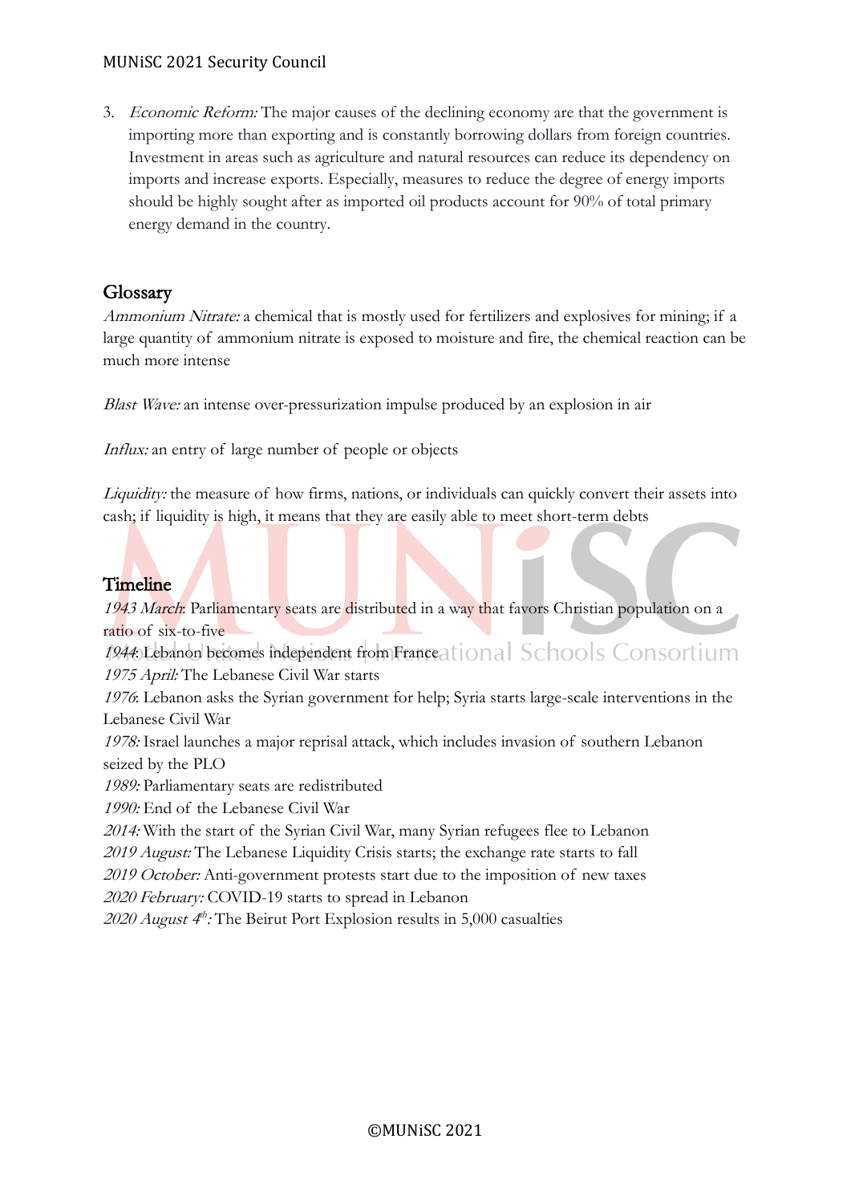3. *Economic Reform:* The major causes of the declining economy are that the government is importing more than exporting and is constantly borrowing dollars from foreign countries. Investment in areas such as agriculture and natural resources can reduce its dependency on imports and increase exports. Especially, measures to reduce the degree of energy imports should be highly sought after as imported oil products account for 90% of total primary energy demand in the country.

## Glossary

*Ammonium Nitrate:* a chemical that is mostly used for fertilizers and explosives for mining; if a large quantity of ammonium nitrate is exposed to moisture and fire, the chemical reaction can be much more intense

*Blast Wave:* an intense over-pressurization impulse produced by an explosion in air

*Influx:* an entry of large number of people or objects

*Liquidity:* the measure of how firms, nations, or individuals can quickly convert their assets into cash; if liquidity is high, it means that they are easily able to meet short-term debts

## Timeline

*1943 March*: Parliamentary seats are distributed in a way that favors Christian population on a ratio of six-to-five
*1944*: Lebanon becomes independent from France
*1975 April:* The Lebanese Civil War starts
*1976*: Lebanon asks the Syrian government for help; Syria starts large-scale interventions in the Lebanese Civil War
*1978:* Israel launches a major reprisal attack, which includes invasion of southern Lebanon seized by the PLO
*1989:* Parliamentary seats are redistributed
*1990:* End of the Lebanese Civil War
*2014:* With the start of the Syrian Civil War, many Syrian refugees flee to Lebanon
*2019 August:* The Lebanese Liquidity Crisis starts; the exchange rate starts to fall
*2019 October:* Anti-government protests start due to the imposition of new taxes
*2020 February:* COVID-19 starts to spread in Lebanon
*2020 August 4th:* The Beirut Port Explosion results in 5,000 casualties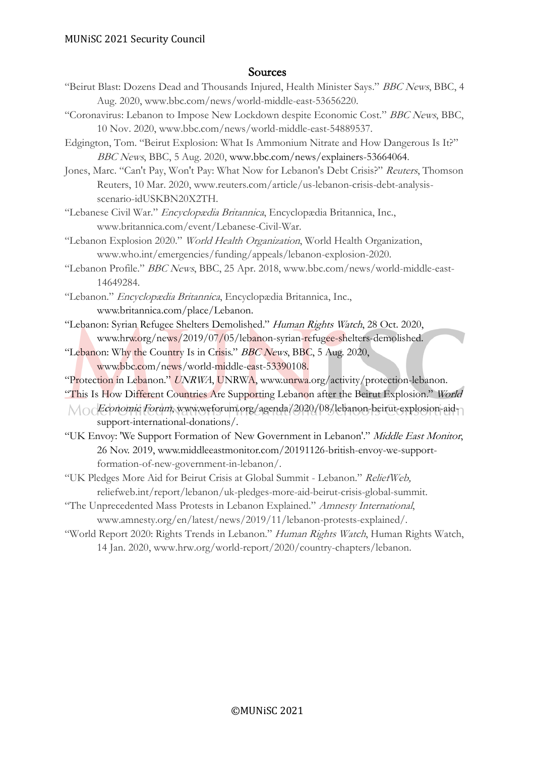## Sources

"Beirut Blast: Dozens Dead and Thousands Injured, Health Minister Says." *BBC News*, BBC, 4 Aug. 2020, www.bbc.com/news/world-middle-east-53656220.

"Coronavirus: Lebanon to Impose New Lockdown despite Economic Cost." *BBC News*, BBC, 10 Nov. 2020, www.bbc.com/news/world-middle-east-54889537.

Edgington, Tom. "Beirut Explosion: What Is Ammonium Nitrate and How Dangerous Is It?" *BBC News*, BBC, 5 Aug. 2020, www.bbc.com/news/explainers-53664064.

Jones, Marc. "Can't Pay, Won't Pay: What Now for Lebanon's Debt Crisis?" *Reuters*, Thomson Reuters, 10 Mar. 2020, www.reuters.com/article/us-lebanon-crisis-debt-analysis-scenario-idUSKBN20X2TH.

"Lebanese Civil War." *Encyclopædia Britannica*, Encyclopædia Britannica, Inc., www.britannica.com/event/Lebanese-Civil-War.

"Lebanon Explosion 2020." *World Health Organization*, World Health Organization, www.who.int/emergencies/funding/appeals/lebanon-explosion-2020.

"Lebanon Profile." *BBC News*, BBC, 25 Apr. 2018, www.bbc.com/news/world-middle-east-14649284.

"Lebanon." *Encyclopædia Britannica*, Encyclopædia Britannica, Inc., www.britannica.com/place/Lebanon.

"Lebanon: Syrian Refugee Shelters Demolished." *Human Rights Watch*, 28 Oct. 2020, www.hrw.org/news/2019/07/05/lebanon-syrian-refugee-shelters-demolished.

"Lebanon: Why the Country Is in Crisis." *BBC News*, BBC, 5 Aug. 2020, www.bbc.com/news/world-middle-east-53390108.

"Protection in Lebanon." *UNRWA*, UNRWA, www.unrwa.org/activity/protection-lebanon.

"This Is How Different Countries Are Supporting Lebanon after the Beirut Explosion." *World Economic Forum*, www.weforum.org/agenda/2020/08/lebanon-beirut-explosion-aid-support-international-donations/.

"UK Envoy: 'We Support Formation of New Government in Lebanon'." *Middle East Monitor*, 26 Nov. 2019, www.middleeastmonitor.com/20191126-british-envoy-we-support-formation-of-new-government-in-lebanon/.

"UK Pledges More Aid for Beirut Crisis at Global Summit - Lebanon." *ReliefWeb,* reliefweb.int/report/lebanon/uk-pledges-more-aid-beirut-crisis-global-summit.

"The Unprecedented Mass Protests in Lebanon Explained." *Amnesty International*, www.amnesty.org/en/latest/news/2019/11/lebanon-protests-explained/.

"World Report 2020: Rights Trends in Lebanon." *Human Rights Watch*, Human Rights Watch, 14 Jan. 2020, www.hrw.org/world-report/2020/country-chapters/lebanon.